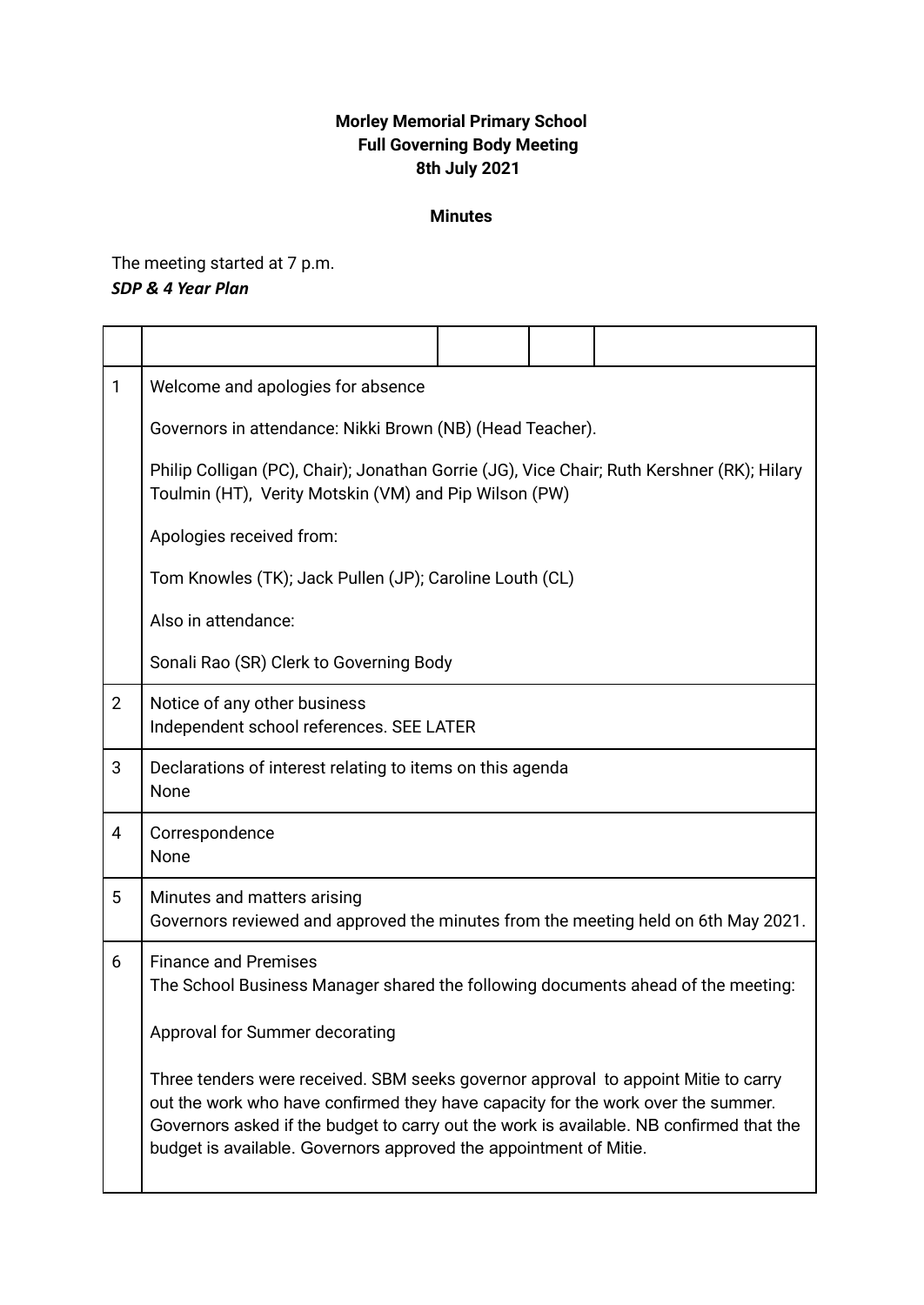**Morley Memorial Primary School**
**Full Governing Body Meeting**
**8th July 2021**

**Minutes**

The meeting started at 7 p.m.
***SDP & 4 Year Plan***

| | | | | |
|---|---|---|---|---|
| 1 | Welcome and apologies for absence<br><br>Governors in attendance: Nikki Brown (NB) (Head Teacher).<br><br>Philip Colligan (PC), Chair); Jonathan Gorrie (JG), Vice Chair; Ruth Kershner (RK); Hilary Toulmin (HT), Verity Motskin (VM) and Pip Wilson (PW)<br><br>Apologies received from:<br><br>Tom Knowles (TK); Jack Pullen (JP); Caroline Louth (CL)<br><br>Also in attendance:<br><br>Sonali Rao (SR) Clerk to Governing Body | | | |
| 2 | Notice of any other business<br>Independent school references. SEE LATER | | | |
| 3 | Declarations of interest relating to items on this agenda<br>None | | | |
| 4 | Correspondence<br>None | | | |
| 5 | Minutes and matters arising<br>Governors reviewed and approved the minutes from the meeting held on 6th May 2021. | | | |
| 6 | Finance and Premises<br>The School Business Manager shared the following documents ahead of the meeting:<br><br>Approval for Summer decorating<br><br>Three tenders were received. SBM seeks governor approval to appoint Mitie to carry out the work who have confirmed they have capacity for the work over the summer. Governors asked if the budget to carry out the work is available. NB confirmed that the budget is available. Governors approved the appointment of Mitie. | | | |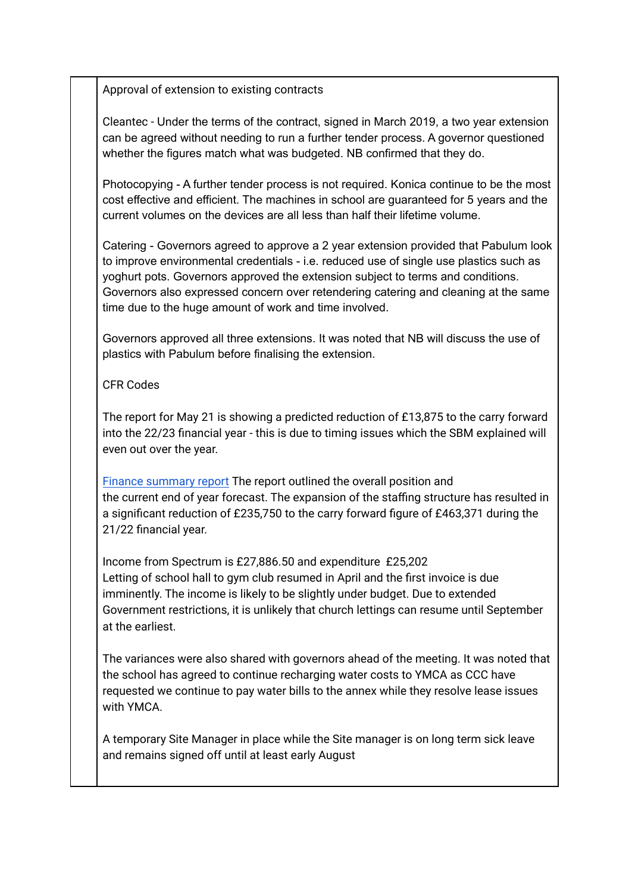Approval of extension to existing contracts

Cleantec - Under the terms of the contract, signed in March 2019, a two year extension can be agreed without needing to run a further tender process. A governor questioned whether the figures match what was budgeted. NB confirmed that they do.

Photocopying - A further tender process is not required. Konica continue to be the most cost effective and efficient. The machines in school are guaranteed for 5 years and the current volumes on the devices are all less than half their lifetime volume.

Catering - Governors agreed to approve a 2 year extension provided that Pabulum look to improve environmental credentials - i.e. reduced use of single use plastics such as yoghurt pots. Governors approved the extension subject to terms and conditions. Governors also expressed concern over retendering catering and cleaning at the same time due to the huge amount of work and time involved.

Governors approved all three extensions. It was noted that NB will discuss the use of plastics with Pabulum before finalising the extension.

CFR Codes

The report for May 21 is showing a predicted reduction of £13,875 to the carry forward into the 22/23 financial year - this is due to timing issues which the SBM explained will even out over the year.

Finance summary report The report outlined the overall position and the current end of year forecast. The expansion of the staffing structure has resulted in a significant reduction of £235,750 to the carry forward figure of £463,371 during the 21/22 financial year.

Income from Spectrum is £27,886.50 and expenditure £25,202
Letting of school hall to gym club resumed in April and the first invoice is due imminently. The income is likely to be slightly under budget. Due to extended Government restrictions, it is unlikely that church lettings can resume until September at the earliest.

The variances were also shared with governors ahead of the meeting. It was noted that the school has agreed to continue recharging water costs to YMCA as CCC have requested we continue to pay water bills to the annex while they resolve lease issues with YMCA.

A temporary Site Manager in place while the Site manager is on long term sick leave and remains signed off until at least early August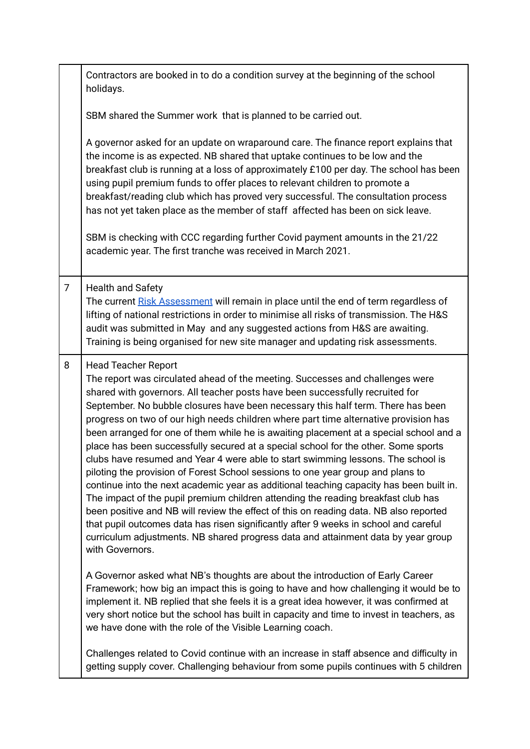|   |   |
|---|---|
|   | Contractors are booked in to do a condition survey at the beginning of the school holidays.<br><br>SBM shared the Summer work that is planned to be carried out.<br><br>A governor asked for an update on wraparound care. The finance report explains that the income is as expected. NB shared that uptake continues to be low and the breakfast club is running at a loss of approximately £100 per day. The school has been using pupil premium funds to offer places to relevant children to promote a breakfast/reading club which has proved very successful. The consultation process has not yet taken place as the member of staff affected has been on sick leave.<br><br>SBM is checking with CCC regarding further Covid payment amounts in the 21/22 academic year. The first tranche was received in March 2021. |
| 7 | Health and Safety<br>The current Risk Assessment will remain in place until the end of term regardless of lifting of national restrictions in order to minimise all risks of transmission. The H&S audit was submitted in May and any suggested actions from H&S are awaiting. Training is being organised for new site manager and updating risk assessments. |
| 8 | Head Teacher Report<br>The report was circulated ahead of the meeting. Successes and challenges were shared with governors. All teacher posts have been successfully recruited for September. No bubble closures have been necessary this half term. There has been progress on two of our high needs children where part time alternative provision has been arranged for one of them while he is awaiting placement at a special school and a place has been successfully secured at a special school for the other. Some sports clubs have resumed and Year 4 were able to start swimming lessons. The school is piloting the provision of Forest School sessions to one year group and plans to continue into the next academic year as additional teaching capacity has been built in. The impact of the pupil premium children attending the reading breakfast club has been positive and NB will review the effect of this on reading data. NB also reported that pupil outcomes data has risen significantly after 9 weeks in school and careful curriculum adjustments. NB shared progress data and attainment data by year group with Governors.<br><br>A Governor asked what NB's thoughts are about the introduction of Early Career Framework; how big an impact this is going to have and how challenging it would be to implement it. NB replied that she feels it is a great idea however, it was confirmed at very short notice but the school has built in capacity and time to invest in teachers, as we have done with the role of the Visible Learning coach.<br><br>Challenges related to Covid continue with an increase in staff absence and difficulty in getting supply cover. Challenging behaviour from some pupils continues with 5 children |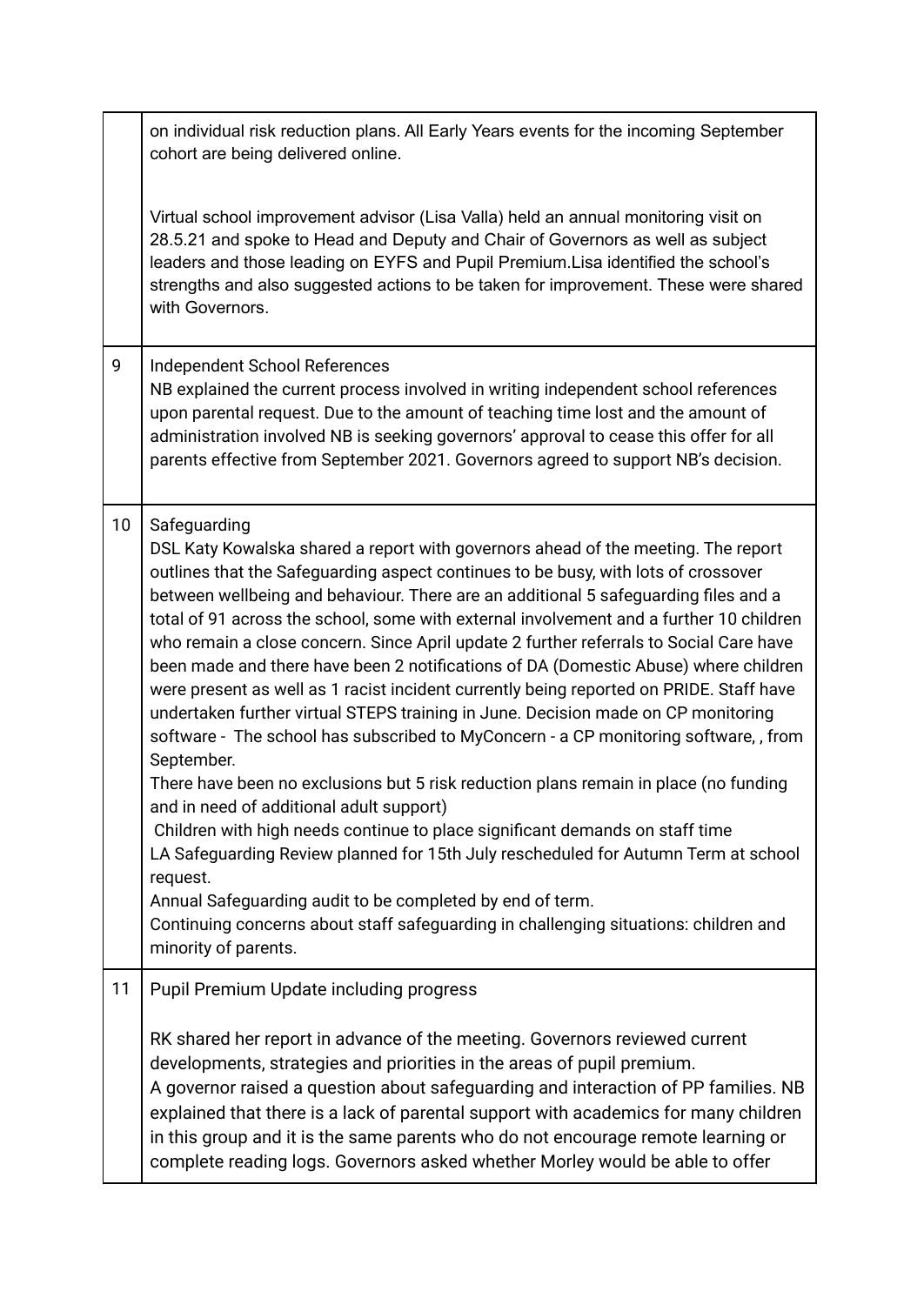| | |
|---|---|
| | on individual risk reduction plans. All Early Years events for the incoming September cohort are being delivered online.<br><br>Virtual school improvement advisor (Lisa Valla) held an annual monitoring visit on 28.5.21 and spoke to Head and Deputy and Chair of Governors as well as subject leaders and those leading on EYFS and Pupil Premium.Lisa identified the school's strengths and also suggested actions to be taken for improvement. These were shared with Governors. |
| 9 | Independent School References<br>NB explained the current process involved in writing independent school references upon parental request. Due to the amount of teaching time lost and the amount of administration involved NB is seeking governors' approval to cease this offer for all parents effective from September 2021. Governors agreed to support NB's decision. |
| 10 | Safeguarding<br>DSL Katy Kowalska shared a report with governors ahead of the meeting. The report outlines that the Safeguarding aspect continues to be busy, with lots of crossover between wellbeing and behaviour. There are an additional 5 safeguarding files and a total of 91 across the school, some with external involvement and a further 10 children who remain a close concern. Since April update 2 further referrals to Social Care have been made and there have been 2 notifications of DA (Domestic Abuse) where children were present as well as 1 racist incident currently being reported on PRIDE. Staff have undertaken further virtual STEPS training in June. Decision made on CP monitoring software - The school has subscribed to MyConcern - a CP monitoring software, , from September.<br>There have been no exclusions but 5 risk reduction plans remain in place (no funding and in need of additional adult support)<br>Children with high needs continue to place significant demands on staff time<br>LA Safeguarding Review planned for 15th July rescheduled for Autumn Term at school request.<br>Annual Safeguarding audit to be completed by end of term.<br>Continuing concerns about staff safeguarding in challenging situations: children and minority of parents. |
| 11 | Pupil Premium Update including progress<br><br>RK shared her report in advance of the meeting. Governors reviewed current developments, strategies and priorities in the areas of pupil premium.<br>A governor raised a question about safeguarding and interaction of PP families. NB explained that there is a lack of parental support with academics for many children in this group and it is the same parents who do not encourage remote learning or complete reading logs. Governors asked whether Morley would be able to offer |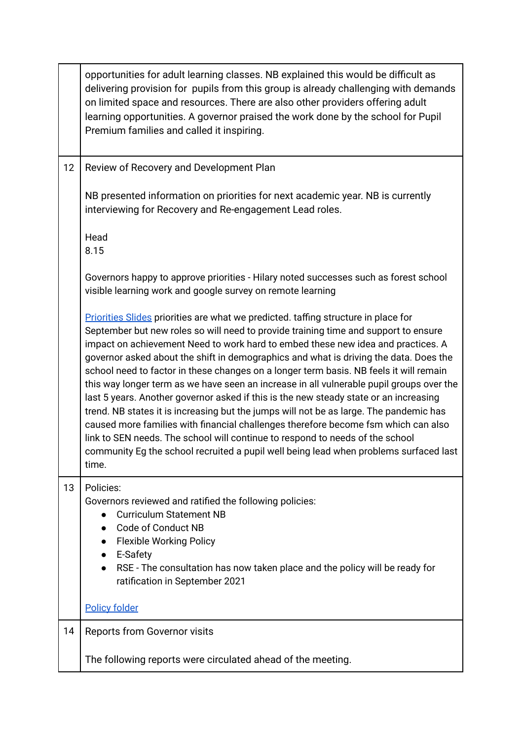| | |
|---|---|
| | opportunities for adult learning classes. NB explained this would be difficult as delivering provision for pupils from this group is already challenging with demands on limited space and resources. There are also other providers offering adult learning opportunities. A governor praised the work done by the school for Pupil Premium families and called it inspiring. |
| 12 | Review of Recovery and Development Plan<br><br>NB presented information on priorities for next academic year. NB is currently interviewing for Recovery and Re-engagement Lead roles.<br><br>Head<br>8.15<br><br>Governors happy to approve priorities - Hilary noted successes such as forest school visible learning work and google survey on remote learning<br><br>[Priorities Slides]() priorities are what we predicted. taffing structure in place for September but new roles so will need to provide training time and support to ensure impact on achievement Need to work hard to embed these new idea and practices. A governor asked about the shift in demographics and what is driving the data. Does the school need to factor in these changes on a longer term basis. NB feels it will remain this way longer term as we have seen an increase in all vulnerable pupil groups over the last 5 years. Another governor asked if this is the new steady state or an increasing trend. NB states it is increasing but the jumps will not be as large. The pandemic has caused more families with financial challenges therefore become fsm which can also link to SEN needs. The school will continue to respond to needs of the school community Eg the school recruited a pupil well being lead when problems surfaced last time. |
| 13 | Policies:<br>Governors reviewed and ratified the following policies:<br>● Curriculum Statement NB<br>● Code of Conduct NB<br>● Flexible Working Policy<br>● E-Safety<br>● RSE - The consultation has now taken place and the policy will be ready for ratification in September 2021<br><br>[Policy folder]() |
| 14 | Reports from Governor visits<br><br>The following reports were circulated ahead of the meeting. |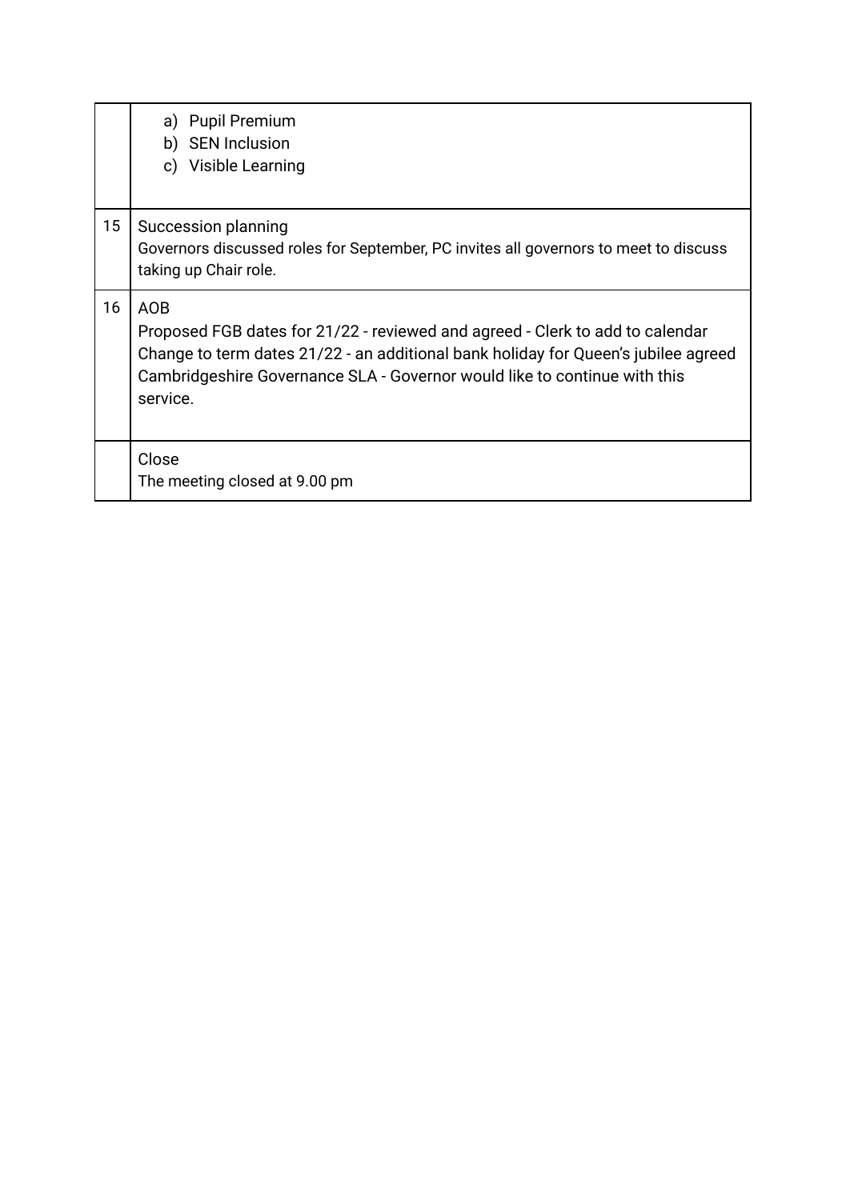| | |
|---|---|
| | a) Pupil Premium<br>b) SEN Inclusion<br>c) Visible Learning |
| 15 | Succession planning<br>Governors discussed roles for September, PC invites all governors to meet to discuss taking up Chair role. |
| 16 | AOB<br>Proposed FGB dates for 21/22 - reviewed and agreed - Clerk to add to calendar<br>Change to term dates 21/22 - an additional bank holiday for Queen's jubilee agreed<br>Cambridgeshire Governance SLA - Governor would like to continue with this service. |
| | Close<br>The meeting closed at 9.00 pm |